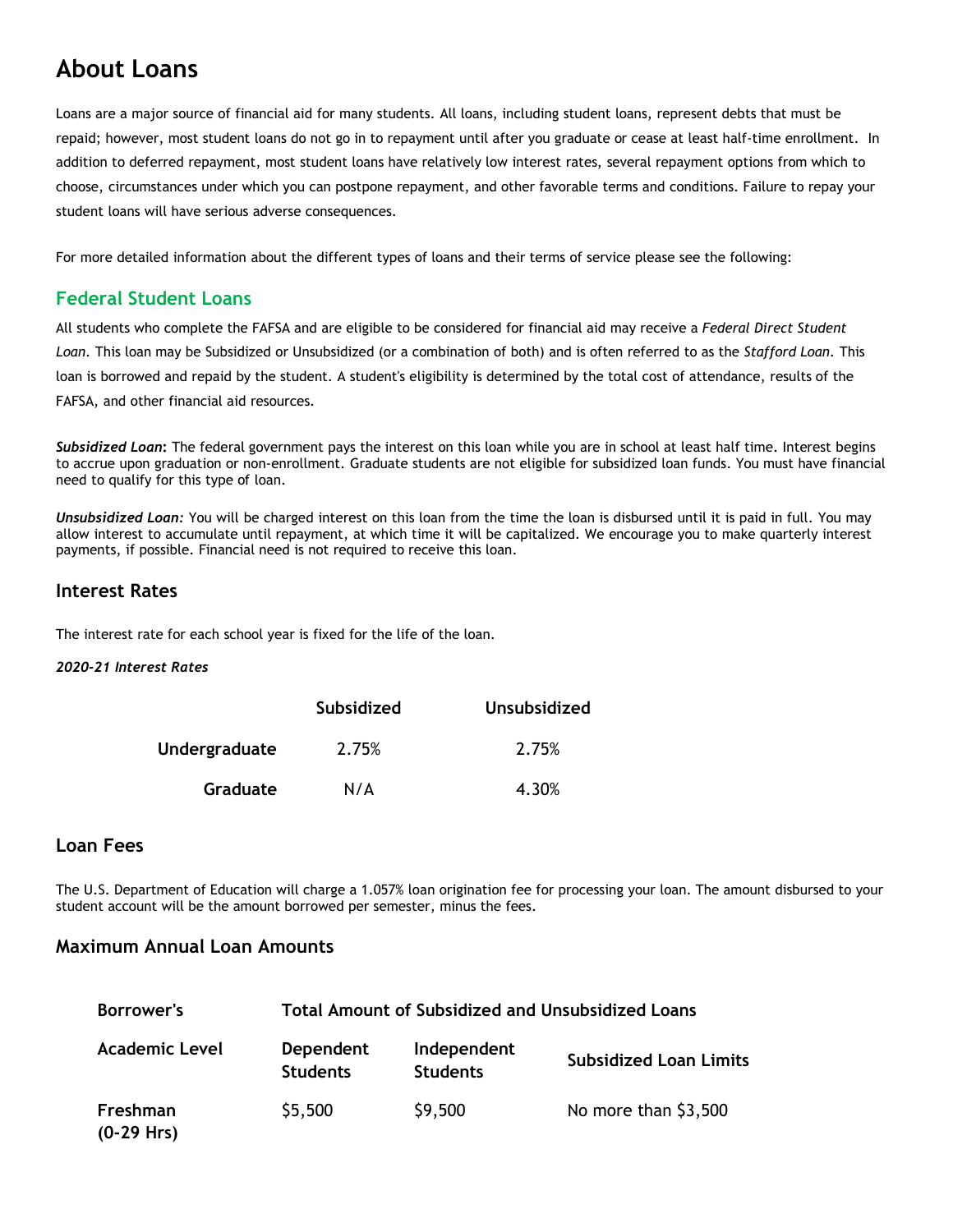# About Loans

Loans are a major source of financial aid for many students. All loans, including student loans, represent debts that must be repaid; however, most student loans do not go in to repayment until after you graduate or cease at least half-time enrollment. In addition to deferred repayment, most student loans have relatively low interest rates, several repayment options from which to choose, circumstances under which you can postpone repayment, and other favorable terms and conditions. Failure to repay your student loans will have serious adverse consequences.

For more detailed information about the different types of loans and their terms of service please see the following:

## Federal Student Loans

All students who complete the FAFSA and are eligible to be considered for financial aid may receive a *Federal Direct Student Loan*. This loan may be Subsidized or Unsubsidized (or a combination of both) and is often referred to as the *Stafford Loan*. This loan is borrowed and repaid by the student. A student's eligibility is determined by the total cost of attendance, results of the FAFSA, and other financial aid resources.

***Subsidized Loan*:** The federal government pays the interest on this loan while you are in school at least half time. Interest begins to accrue upon graduation or non-enrollment. Graduate students are not eligible for subsidized loan funds. You must have financial need to qualify for this type of loan.

***Unsubsidized Loan:*** You will be charged interest on this loan from the time the loan is disbursed until it is paid in full. You may allow interest to accumulate until repayment, at which time it will be capitalized. We encourage you to make quarterly interest payments, if possible. Financial need is not required to receive this loan.

### Interest Rates

The interest rate for each school year is fixed for the life of the loan.

***2020-21 Interest Rates***

| | Subsidized | Unsubsidized |
|---|---|---|
| **Undergraduate** | 2.75% | 2.75% |
| **Graduate** | N/A | 4.30% |

### Loan Fees

The U.S. Department of Education will charge a 1.057% loan origination fee for processing your loan. The amount disbursed to your student account will be the amount borrowed per semester, minus the fees.

### Maximum Annual Loan Amounts

| Borrower's | Total Amount of Subsidized and Unsubsidized Loans | | |
|---|---|---|---|
| **Academic Level** | **Dependent Students** | **Independent Students** | **Subsidized Loan Limits** |
| **Freshman (0-29 Hrs)** | $5,500 | $9,500 | No more than $3,500 |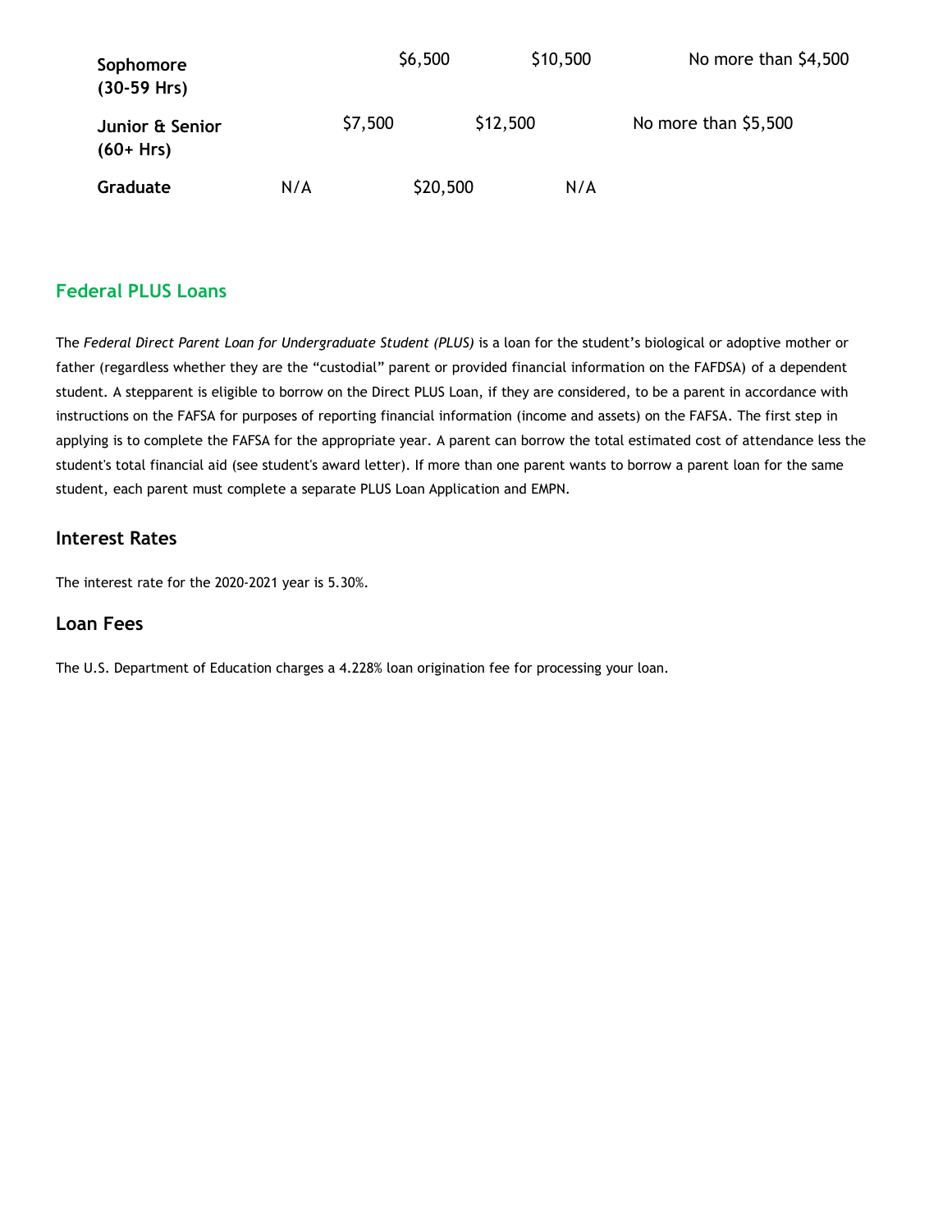| | | | |
|---|---|---|---|
| **Sophomore (30-59 Hrs)** | $6,500 | $10,500 | No more than $4,500 |
| **Junior & Senior (60+ Hrs)** | $7,500 | $12,500 | No more than $5,500 |
| **Graduate** | N/A | $20,500 | N/A |

## Federal PLUS Loans

The *Federal Direct Parent Loan for Undergraduate Student (PLUS)* is a loan for the student's biological or adoptive mother or father (regardless whether they are the "custodial" parent or provided financial information on the FAFDSA) of a dependent student. A stepparent is eligible to borrow on the Direct PLUS Loan, if they are considered, to be a parent in accordance with instructions on the FAFSA for purposes of reporting financial information (income and assets) on the FAFSA. The first step in applying is to complete the FAFSA for the appropriate year. A parent can borrow the total estimated cost of attendance less the student's total financial aid (see student's award letter). If more than one parent wants to borrow a parent loan for the same student, each parent must complete a separate PLUS Loan Application and EMPN.

### Interest Rates

The interest rate for the 2020-2021 year is 5.30%.

### Loan Fees

The U.S. Department of Education charges a 4.228% loan origination fee for processing your loan.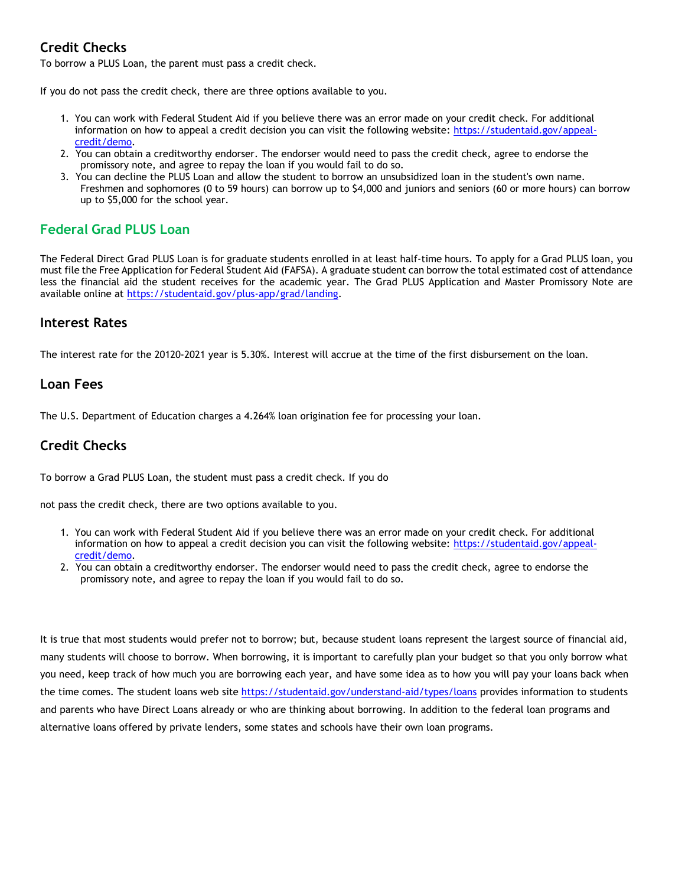## Credit Checks

To borrow a PLUS Loan, the parent must pass a credit check.

If you do not pass the credit check, there are three options available to you.

1. You can work with Federal Student Aid if you believe there was an error made on your credit check. For additional information on how to appeal a credit decision you can visit the following website: https://studentaid.gov/appeal-credit/demo.
2. You can obtain a creditworthy endorser. The endorser would need to pass the credit check, agree to endorse the promissory note, and agree to repay the loan if you would fail to do so.
3. You can decline the PLUS Loan and allow the student to borrow an unsubsidized loan in the student's own name. Freshmen and sophomores (0 to 59 hours) can borrow up to $4,000 and juniors and seniors (60 or more hours) can borrow up to $5,000 for the school year.

## Federal Grad PLUS Loan

The Federal Direct Grad PLUS Loan is for graduate students enrolled in at least half-time hours. To apply for a Grad PLUS loan, you must file the Free Application for Federal Student Aid (FAFSA). A graduate student can borrow the total estimated cost of attendance less the financial aid the student receives for the academic year. The Grad PLUS Application and Master Promissory Note are available online at https://studentaid.gov/plus-app/grad/landing.

## Interest Rates

The interest rate for the 20120-2021 year is 5.30%. Interest will accrue at the time of the first disbursement on the loan.

## Loan Fees

The U.S. Department of Education charges a 4.264% loan origination fee for processing your loan.

## Credit Checks

To borrow a Grad PLUS Loan, the student must pass a credit check. If you do

not pass the credit check, there are two options available to you.

1. You can work with Federal Student Aid if you believe there was an error made on your credit check. For additional information on how to appeal a credit decision you can visit the following website: https://studentaid.gov/appeal-credit/demo.
2. You can obtain a creditworthy endorser. The endorser would need to pass the credit check, agree to endorse the promissory note, and agree to repay the loan if you would fail to do so.

It is true that most students would prefer not to borrow; but, because student loans represent the largest source of financial aid, many students will choose to borrow. When borrowing, it is important to carefully plan your budget so that you only borrow what you need, keep track of how much you are borrowing each year, and have some idea as to how you will pay your loans back when the time comes. The student loans web site https://studentaid.gov/understand-aid/types/loans provides information to students and parents who have Direct Loans already or who are thinking about borrowing. In addition to the federal loan programs and alternative loans offered by private lenders, some states and schools have their own loan programs.